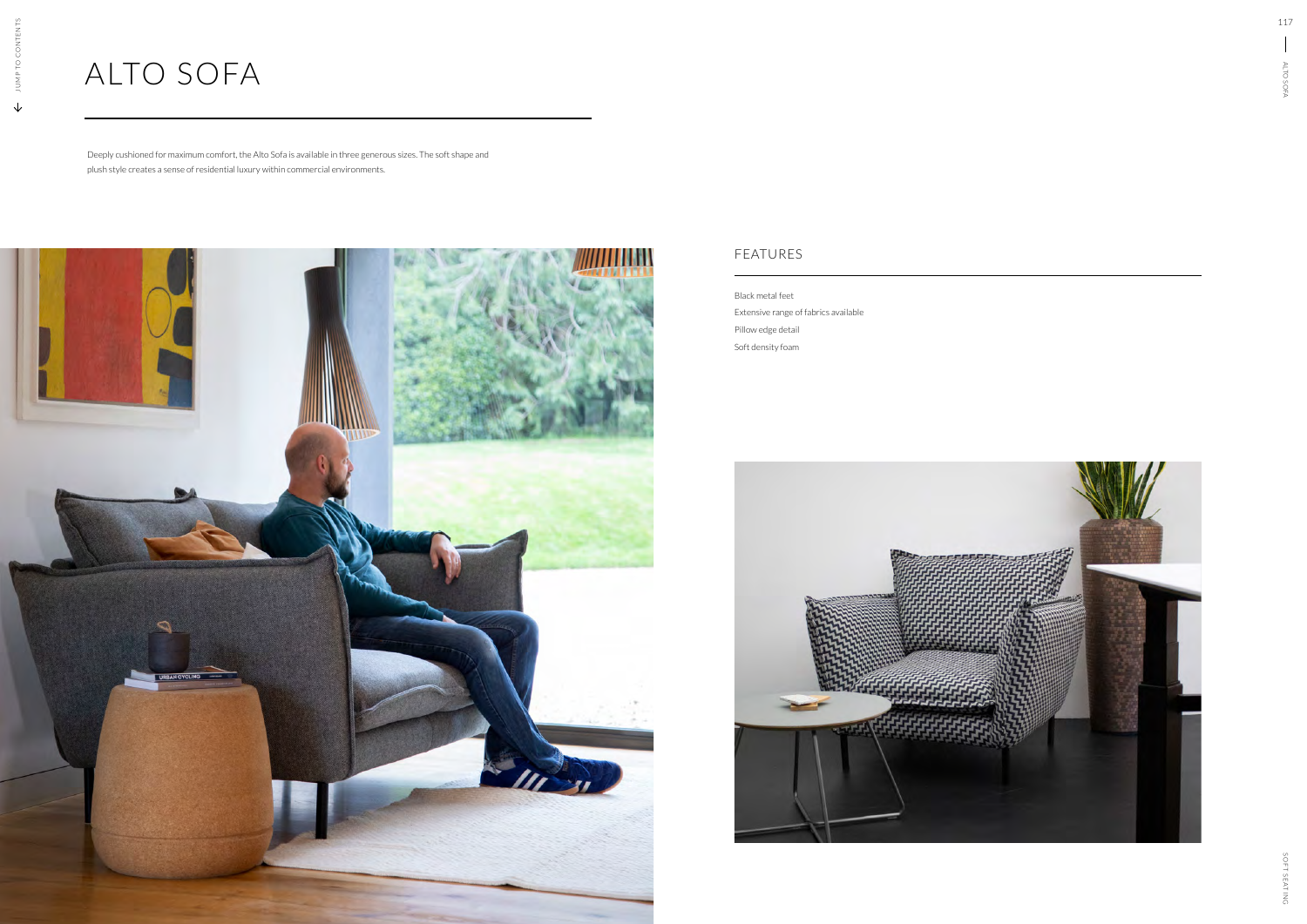# ALTO SOFA

Deeply cushioned for maximum comfort, the Alto Sofa is available in three generous sizes. The soft shape and plush style creates a sense of residential luxury within commercial environments.

## FEATURES

Black metal feet

Extensive range of fabrics available

Pillow edge detail

Soft density foam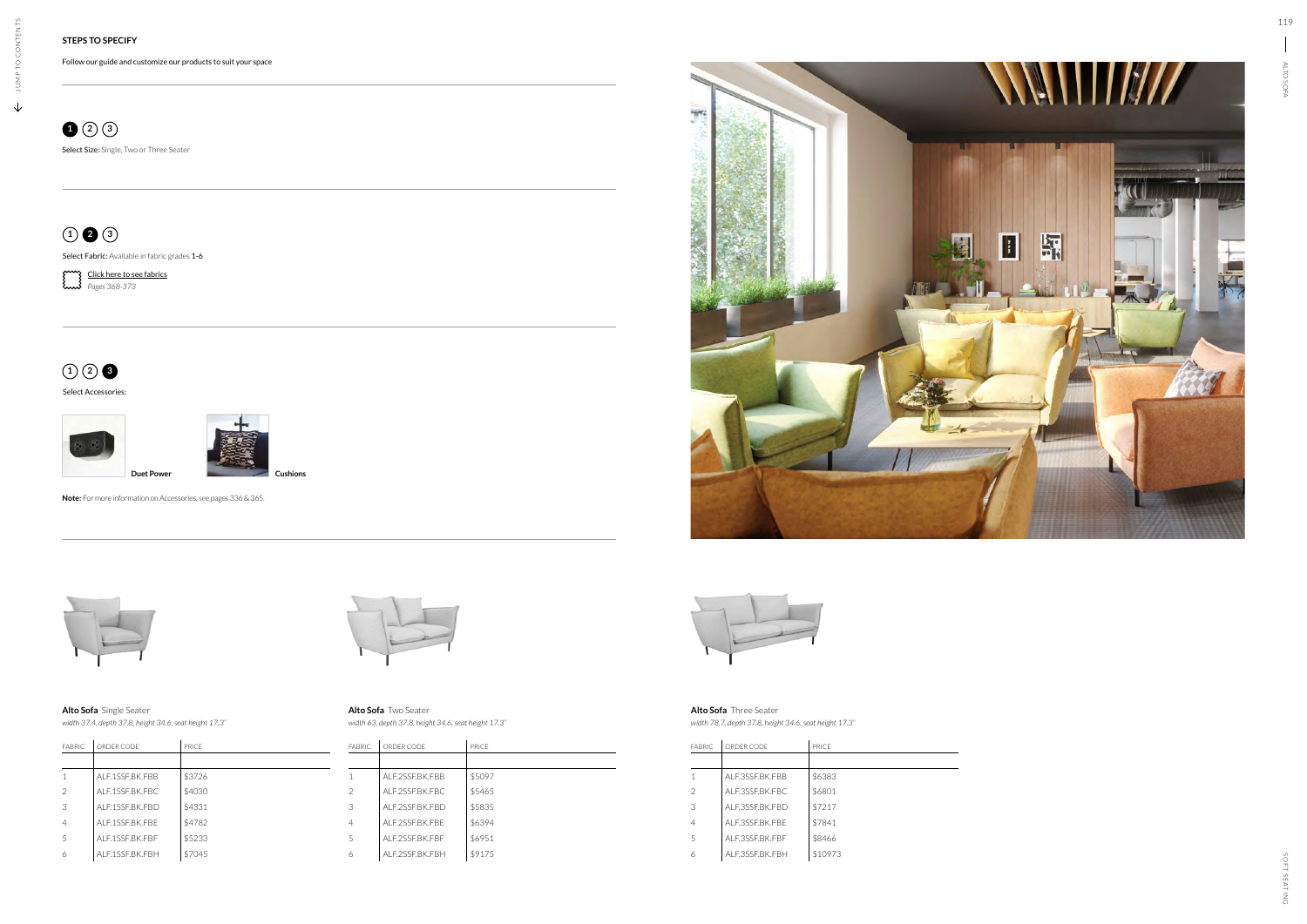## STEPS TO SPECIFY

Follow our guide and customize our products to suit your space

**1** 2 3

**Select Size:** Single, Two or Three Seater

1 **2** 3

**Select Fabric:** Available in fabric grades **1-6**

Click here to see fabrics
*Pages 368-373*

1 2 **3**

Select Accessories:

**Duet Power**

**Cushions**

**Note:** For more information on Accessories, see pages 336 & 365.

**Alto Sofa** Single Seater
*width 37.4, depth 37.8, height 34.6, seat height 17.3"*

| FABRIC | ORDER CODE | PRICE |
|---|---|---|
| 1 | ALF.1SSF.BK.FBB | $3726 |
| 2 | ALF.1SSF.BK.FBC | $4030 |
| 3 | ALF.1SSF.BK.FBD | $4331 |
| 4 | ALF.1SSF.BK.FBE | $4782 |
| 5 | ALF.1SSF.BK.FBF | $5233 |
| 6 | ALF.1SSF.BK.FBH | $7045 |

**Alto Sofa** Two Seater
*width 63, depth 37.8, height 34.6, seat height 17.3"*

| FABRIC | ORDER CODE | PRICE |
|---|---|---|
| 1 | ALF.2SSF.BK.FBB | $5097 |
| 2 | ALF.2SSF.BK.FBC | $5465 |
| 3 | ALF.2SSF.BK.FBD | $5835 |
| 4 | ALF.2SSF.BK.FBE | $6394 |
| 5 | ALF.2SSF.BK.FBF | $6951 |
| 6 | ALF.2SSF.BK.FBH | $9175 |

**Alto Sofa** Three Seater
*width 78.7, depth 37.8, height 34.6, seat height 17.3"*

| FABRIC | ORDER CODE | PRICE |
|---|---|---|
| 1 | ALF.3SSF.BK.FBB | $6383 |
| 2 | ALF.3SSF.BK.FBC | $6801 |
| 3 | ALF.3SSF.BK.FBD | $7217 |
| 4 | ALF.3SSF.BK.FBE | $7841 |
| 5 | ALF.3SSF.BK.FBF | $8466 |
| 6 | ALF.3SSF.BK.FBH | $10973 |